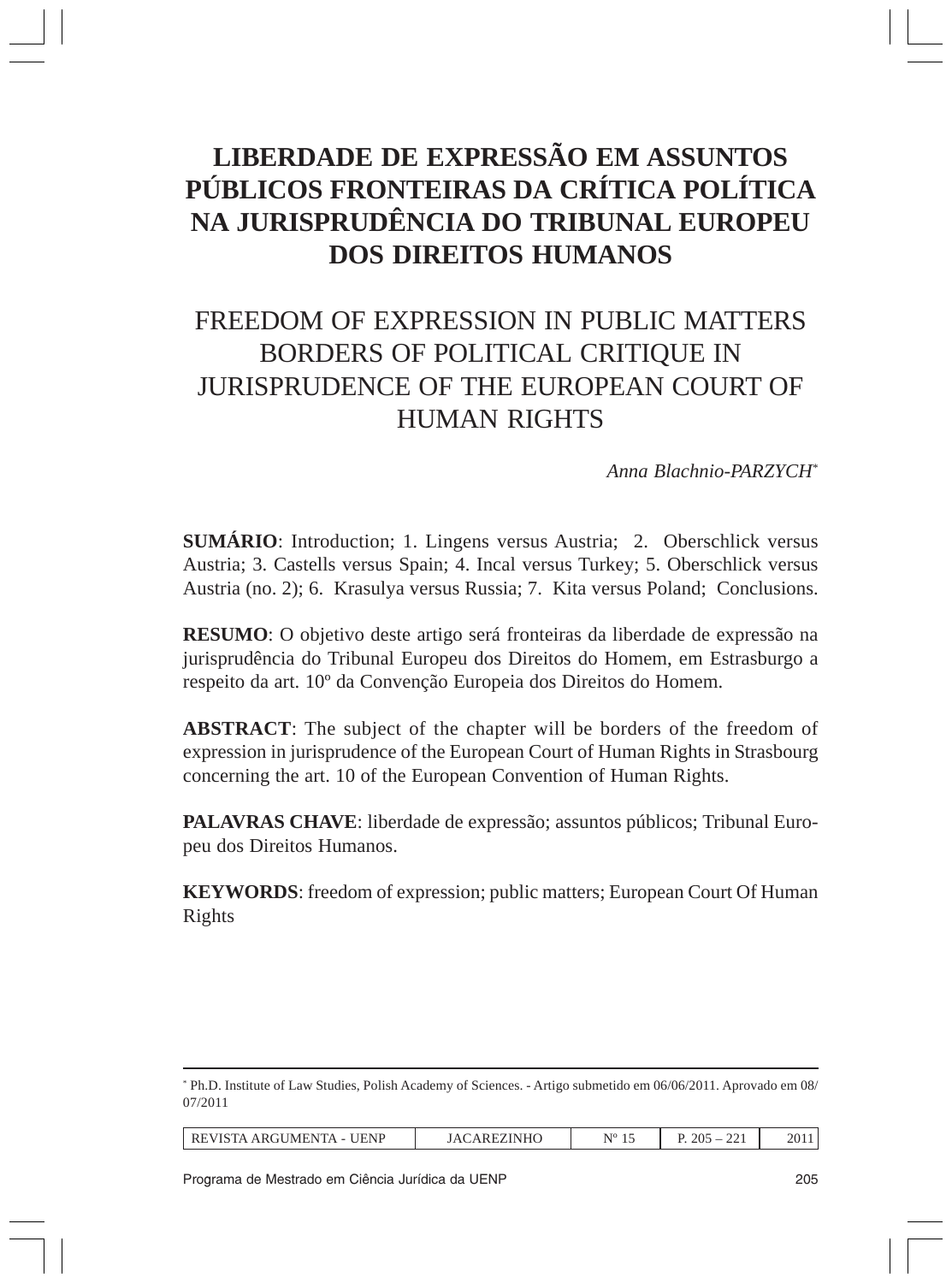# LIBERDADE DE EXPRESSÃO EM ASSUNTOS PÚBLICOS FRONTEIRAS DA CRÍTICA POLÍTICA NA JURISPRUDÊNCIA DO TRIBUNAL EUROPEU DOS DIREITOS HUMANOS

# FREEDOM OF EXPRESSION IN PUBLIC MATTERS BORDERS OF POLITICAL CRITIQUE IN JURISPRUDENCE OF THE EUROPEAN COURT OF HUMAN RIGHTS

*Anna Blachnio-PARZYCH*[*]

**SUMÁRIO**: Introduction; 1. Lingens versus Austria; 2. Oberschlick versus Austria; 3. Castells versus Spain; 4. Incal versus Turkey; 5. Oberschlick versus Austria (no. 2); 6. Krasulya versus Russia; 7. Kita versus Poland; Conclusions.

**RESUMO**: O objetivo deste artigo será fronteiras da liberdade de expressão na jurisprudência do Tribunal Europeu dos Direitos do Homem, em Estrasburgo a respeito da art. 10º da Convenção Europeia dos Direitos do Homem.

**ABSTRACT**: The subject of the chapter will be borders of the freedom of expression in jurisprudence of the European Court of Human Rights in Strasbourg concerning the art. 10 of the European Convention of Human Rights.

**PALAVRAS CHAVE**: liberdade de expressão; assuntos públicos; Tribunal Europeu dos Direitos Humanos.

**KEYWORDS**: freedom of expression; public matters; European Court Of Human Rights

---

[*] Ph.D. Institute of Law Studies, Polish Academy of Sciences. - Artigo submetido em 06/06/2011. Aprovado em 08/07/2011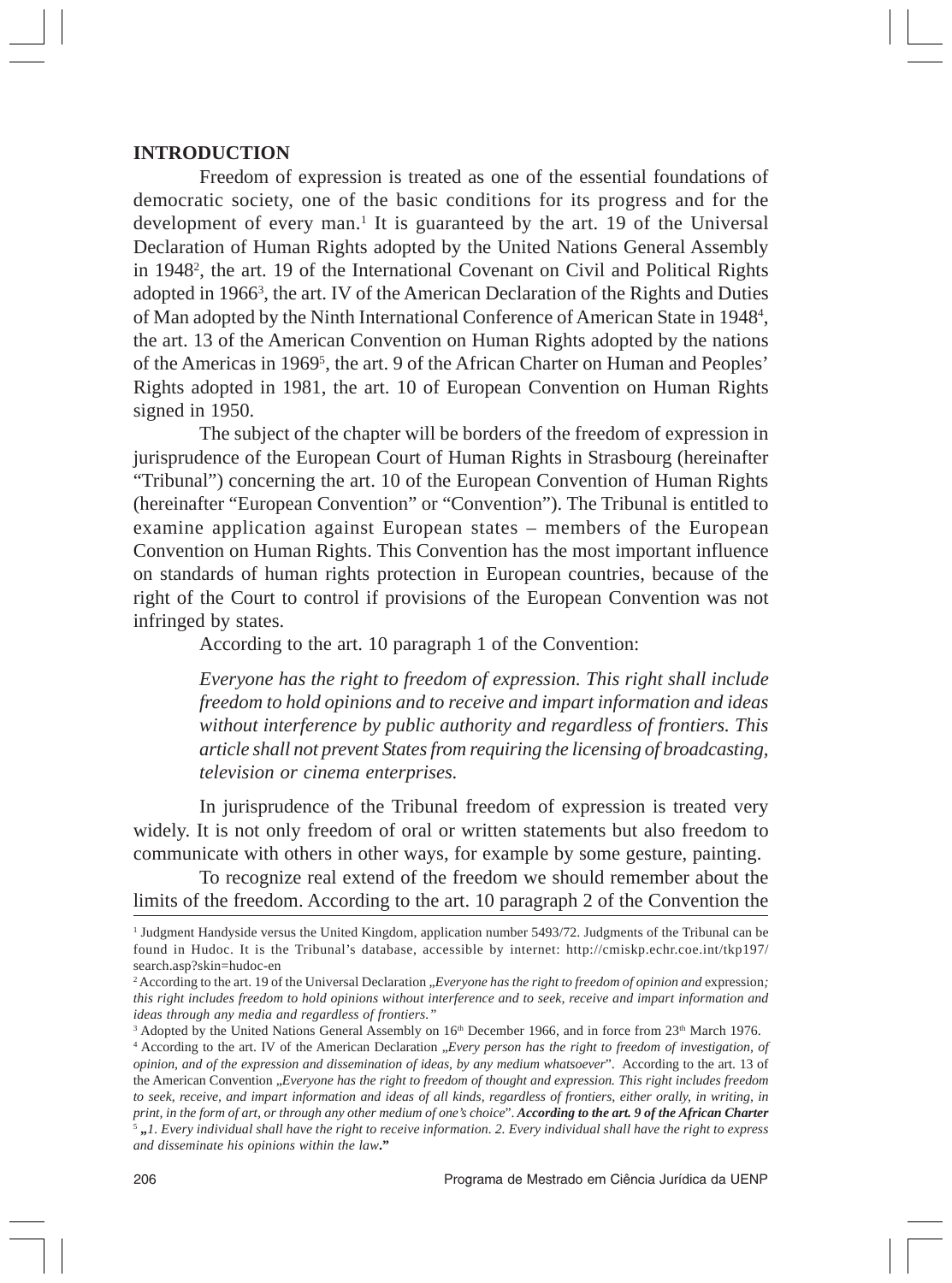## INTRODUCTION

Freedom of expression is treated as one of the essential foundations of democratic society, one of the basic conditions for its progress and for the development of every man.[1] It is guaranteed by the art. 19 of the Universal Declaration of Human Rights adopted by the United Nations General Assembly in 1948[2], the art. 19 of the International Covenant on Civil and Political Rights adopted in 1966[3], the art. IV of the American Declaration of the Rights and Duties of Man adopted by the Ninth International Conference of American State in 1948[4], the art. 13 of the American Convention on Human Rights adopted by the nations of the Americas in 1969[5], the art. 9 of the African Charter on Human and Peoples' Rights adopted in 1981, the art. 10 of European Convention on Human Rights signed in 1950.

The subject of the chapter will be borders of the freedom of expression in jurisprudence of the European Court of Human Rights in Strasbourg (hereinafter "Tribunal") concerning the art. 10 of the European Convention of Human Rights (hereinafter "European Convention" or "Convention"). The Tribunal is entitled to examine application against European states – members of the European Convention on Human Rights. This Convention has the most important influence on standards of human rights protection in European countries, because of the right of the Court to control if provisions of the European Convention was not infringed by states.

According to the art. 10 paragraph 1 of the Convention:

> *Everyone has the right to freedom of expression. This right shall include freedom to hold opinions and to receive and impart information and ideas without interference by public authority and regardless of frontiers. This article shall not prevent States from requiring the licensing of broadcasting, television or cinema enterprises.*

In jurisprudence of the Tribunal freedom of expression is treated very widely. It is not only freedom of oral or written statements but also freedom to communicate with others in other ways, for example by some gesture, painting.

To recognize real extend of the freedom we should remember about the limits of the freedom. According to the art. 10 paragraph 2 of the Convention the

---

[1] Judgment Handyside versus the United Kingdom, application number 5493/72. Judgments of the Tribunal can be found in Hudoc. It is the Tribunal's database, accessible by internet: http://cmiskp.echr.coe.int/tkp197/search.asp?skin=hudoc-en

[2] According to the art. 19 of the Universal Declaration „*Everyone has the right to freedom of opinion and* expression*; this right includes freedom to hold opinions without interference and to seek, receive and impart information and ideas through any media and regardless of frontiers."*

[3] Adopted by the United Nations General Assembly on 16th December 1966, and in force from 23th March 1976.

[4] According to the art. IV of the American Declaration „*Every person has the right to freedom of investigation, of opinion, and of the expression and dissemination of ideas, by any medium whatsoever*". According to the art. 13 of the American Convention „*Everyone has the right to freedom of thought and expression. This right includes freedom to seek, receive, and impart information and ideas of all kinds, regardless of frontiers, either orally, in writing, in print, in the form of art, or through any other medium of one's choice*". ***According to the art. 9 of the African Charter***

[5] ***„1. Every individual shall have the right to receive information. 2. Every individual shall have the right to express and disseminate his opinions within the law."***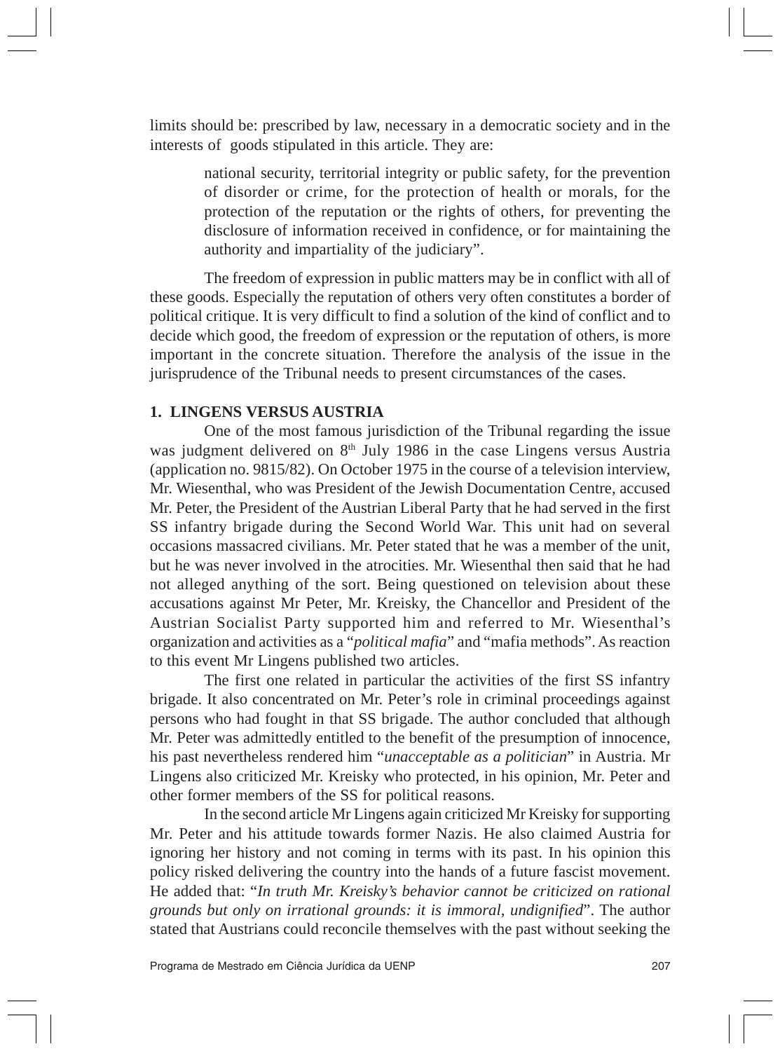limits should be: prescribed by law, necessary in a democratic society and in the interests of goods stipulated in this article. They are:

> national security, territorial integrity or public safety, for the prevention of disorder or crime, for the protection of health or morals, for the protection of the reputation or the rights of others, for preventing the disclosure of information received in confidence, or for maintaining the authority and impartiality of the judiciary".

The freedom of expression in public matters may be in conflict with all of these goods. Especially the reputation of others very often constitutes a border of political critique. It is very difficult to find a solution of the kind of conflict and to decide which good, the freedom of expression or the reputation of others, is more important in the concrete situation. Therefore the analysis of the issue in the jurisprudence of the Tribunal needs to present circumstances of the cases.

## 1. LINGENS VERSUS AUSTRIA

One of the most famous jurisdiction of the Tribunal regarding the issue was judgment delivered on 8th July 1986 in the case Lingens versus Austria (application no. 9815/82). On October 1975 in the course of a television interview, Mr. Wiesenthal, who was President of the Jewish Documentation Centre, accused Mr. Peter, the President of the Austrian Liberal Party that he had served in the first SS infantry brigade during the Second World War. This unit had on several occasions massacred civilians. Mr. Peter stated that he was a member of the unit, but he was never involved in the atrocities. Mr. Wiesenthal then said that he had not alleged anything of the sort. Being questioned on television about these accusations against Mr Peter, Mr. Kreisky, the Chancellor and President of the Austrian Socialist Party supported him and referred to Mr. Wiesenthal's organization and activities as a "*political mafia*" and "mafia methods". As reaction to this event Mr Lingens published two articles.

The first one related in particular the activities of the first SS infantry brigade. It also concentrated on Mr. Peter's role in criminal proceedings against persons who had fought in that SS brigade. The author concluded that although Mr. Peter was admittedly entitled to the benefit of the presumption of innocence, his past nevertheless rendered him "*unacceptable as a politician*" in Austria. Mr Lingens also criticized Mr. Kreisky who protected, in his opinion, Mr. Peter and other former members of the SS for political reasons.

In the second article Mr Lingens again criticized Mr Kreisky for supporting Mr. Peter and his attitude towards former Nazis. He also claimed Austria for ignoring her history and not coming in terms with its past. In his opinion this policy risked delivering the country into the hands of a future fascist movement. He added that: "*In truth Mr. Kreisky's behavior cannot be criticized on rational grounds but only on irrational grounds: it is immoral, undignified*". The author stated that Austrians could reconcile themselves with the past without seeking the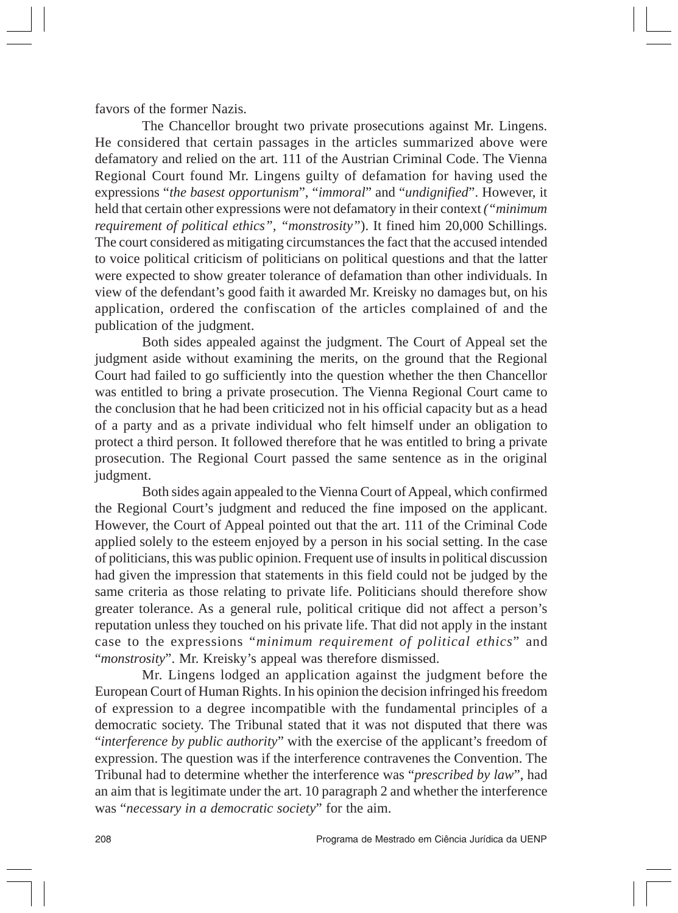favors of the former Nazis.

The Chancellor brought two private prosecutions against Mr. Lingens. He considered that certain passages in the articles summarized above were defamatory and relied on the art. 111 of the Austrian Criminal Code. The Vienna Regional Court found Mr. Lingens guilty of defamation for having used the expressions "*the basest opportunism*", "*immoral*" and "*undignified*". However, it held that certain other expressions were not defamatory in their context *("minimum requirement of political ethics", "monstrosity"*). It fined him 20,000 Schillings. The court considered as mitigating circumstances the fact that the accused intended to voice political criticism of politicians on political questions and that the latter were expected to show greater tolerance of defamation than other individuals. In view of the defendant's good faith it awarded Mr. Kreisky no damages but, on his application, ordered the confiscation of the articles complained of and the publication of the judgment.

Both sides appealed against the judgment. The Court of Appeal set the judgment aside without examining the merits, on the ground that the Regional Court had failed to go sufficiently into the question whether the then Chancellor was entitled to bring a private prosecution. The Vienna Regional Court came to the conclusion that he had been criticized not in his official capacity but as a head of a party and as a private individual who felt himself under an obligation to protect a third person. It followed therefore that he was entitled to bring a private prosecution. The Regional Court passed the same sentence as in the original judgment.

Both sides again appealed to the Vienna Court of Appeal, which confirmed the Regional Court's judgment and reduced the fine imposed on the applicant. However, the Court of Appeal pointed out that the art. 111 of the Criminal Code applied solely to the esteem enjoyed by a person in his social setting. In the case of politicians, this was public opinion. Frequent use of insults in political discussion had given the impression that statements in this field could not be judged by the same criteria as those relating to private life. Politicians should therefore show greater tolerance. As a general rule, political critique did not affect a person's reputation unless they touched on his private life. That did not apply in the instant case to the expressions "*minimum requirement of political ethics*" and "*monstrosity*". Mr. Kreisky's appeal was therefore dismissed.

Mr. Lingens lodged an application against the judgment before the European Court of Human Rights. In his opinion the decision infringed his freedom of expression to a degree incompatible with the fundamental principles of a democratic society. The Tribunal stated that it was not disputed that there was "*interference by public authority*" with the exercise of the applicant's freedom of expression. The question was if the interference contravenes the Convention. The Tribunal had to determine whether the interference was "*prescribed by law*", had an aim that is legitimate under the art. 10 paragraph 2 and whether the interference was "*necessary in a democratic society*" for the aim.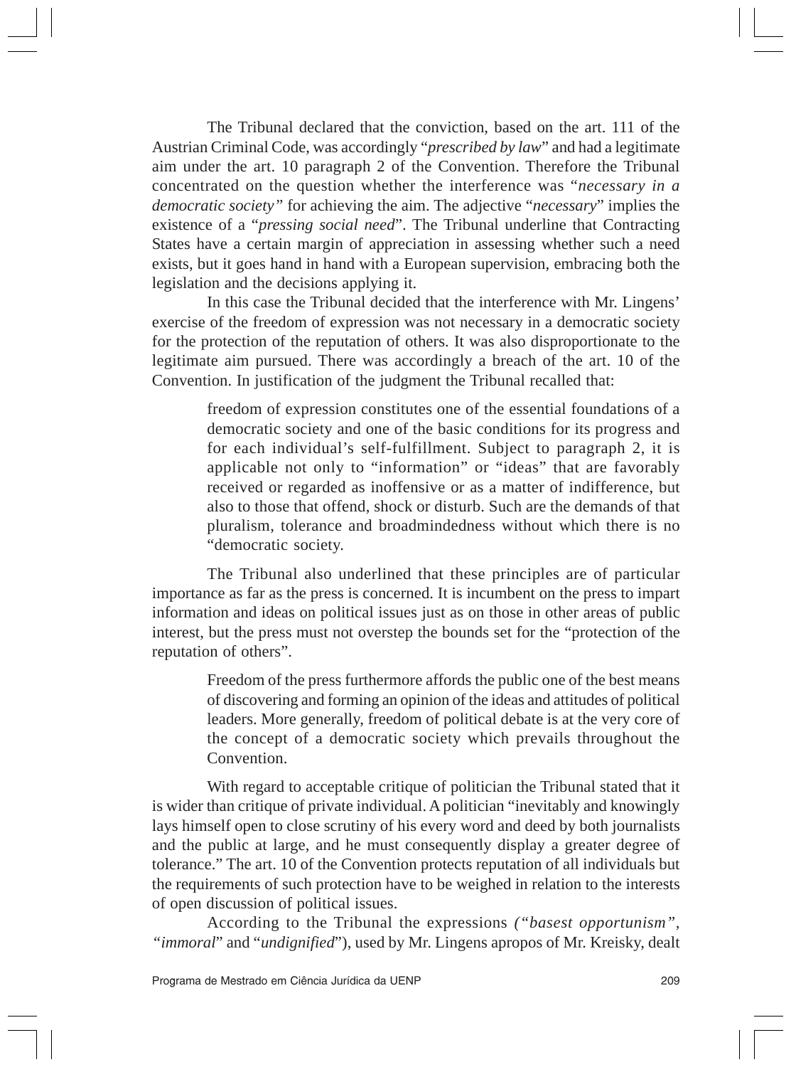The Tribunal declared that the conviction, based on the art. 111 of the Austrian Criminal Code, was accordingly "*prescribed by law*" and had a legitimate aim under the art. 10 paragraph 2 of the Convention. Therefore the Tribunal concentrated on the question whether the interference was "*necessary in a democratic society"* for achieving the aim. The adjective "*necessary*" implies the existence of a "*pressing social need*". The Tribunal underline that Contracting States have a certain margin of appreciation in assessing whether such a need exists, but it goes hand in hand with a European supervision, embracing both the legislation and the decisions applying it.

In this case the Tribunal decided that the interference with Mr. Lingens' exercise of the freedom of expression was not necessary in a democratic society for the protection of the reputation of others. It was also disproportionate to the legitimate aim pursued. There was accordingly a breach of the art. 10 of the Convention. In justification of the judgment the Tribunal recalled that:

> freedom of expression constitutes one of the essential foundations of a democratic society and one of the basic conditions for its progress and for each individual's self-fulfillment. Subject to paragraph 2, it is applicable not only to "information" or "ideas" that are favorably received or regarded as inoffensive or as a matter of indifference, but also to those that offend, shock or disturb. Such are the demands of that pluralism, tolerance and broadmindedness without which there is no "democratic society.

The Tribunal also underlined that these principles are of particular importance as far as the press is concerned. It is incumbent on the press to impart information and ideas on political issues just as on those in other areas of public interest, but the press must not overstep the bounds set for the "protection of the reputation of others".

> Freedom of the press furthermore affords the public one of the best means of discovering and forming an opinion of the ideas and attitudes of political leaders. More generally, freedom of political debate is at the very core of the concept of a democratic society which prevails throughout the Convention.

With regard to acceptable critique of politician the Tribunal stated that it is wider than critique of private individual. A politician "inevitably and knowingly lays himself open to close scrutiny of his every word and deed by both journalists and the public at large, and he must consequently display a greater degree of tolerance." The art. 10 of the Convention protects reputation of all individuals but the requirements of such protection have to be weighed in relation to the interests of open discussion of political issues.

According to the Tribunal the expressions *("basest opportunism", "immoral*" and "*undignified*"), used by Mr. Lingens apropos of Mr. Kreisky, dealt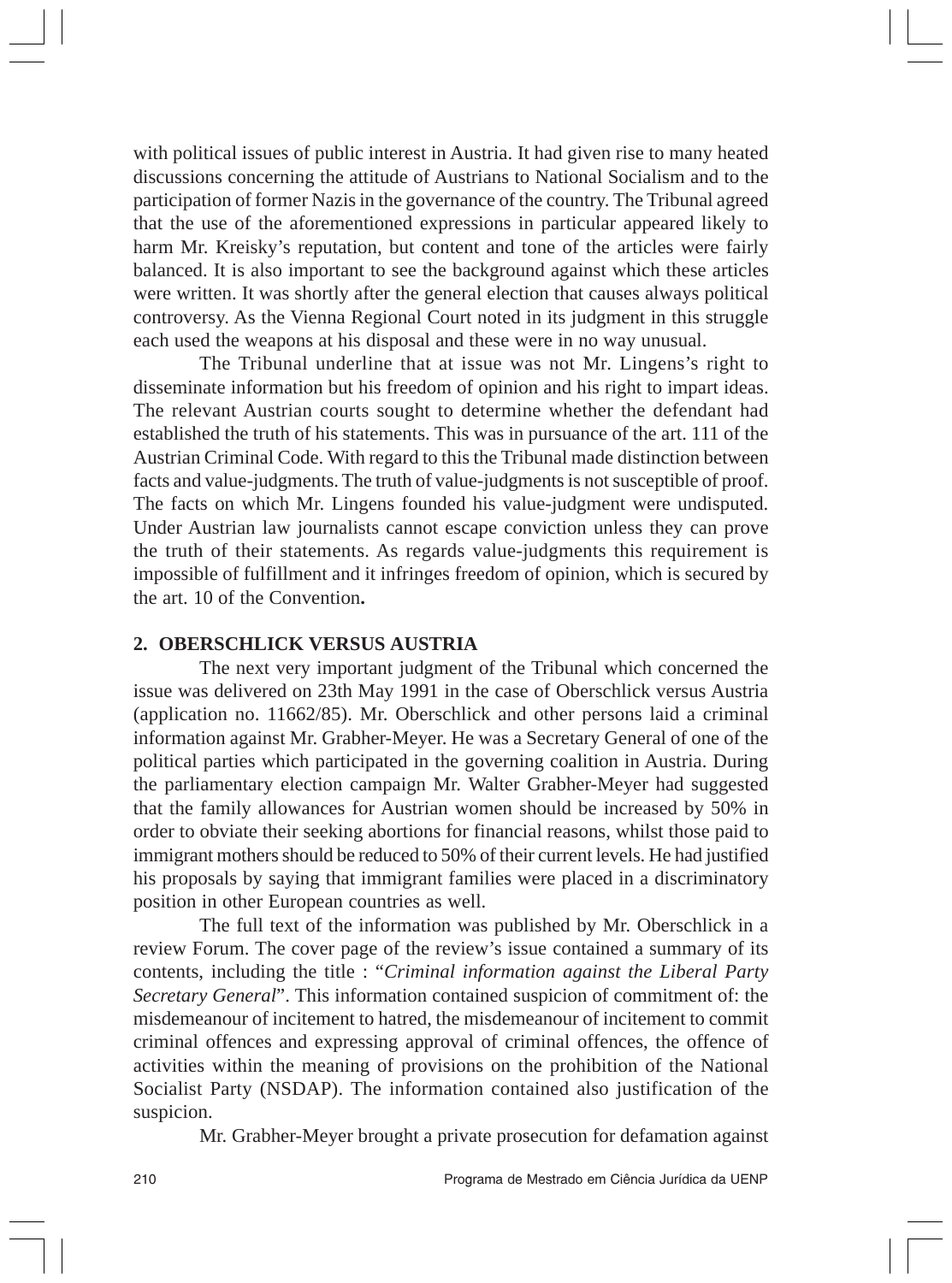with political issues of public interest in Austria. It had given rise to many heated discussions concerning the attitude of Austrians to National Socialism and to the participation of former Nazis in the governance of the country. The Tribunal agreed that the use of the aforementioned expressions in particular appeared likely to harm Mr. Kreisky's reputation, but content and tone of the articles were fairly balanced. It is also important to see the background against which these articles were written. It was shortly after the general election that causes always political controversy. As the Vienna Regional Court noted in its judgment in this struggle each used the weapons at his disposal and these were in no way unusual.

The Tribunal underline that at issue was not Mr. Lingens's right to disseminate information but his freedom of opinion and his right to impart ideas. The relevant Austrian courts sought to determine whether the defendant had established the truth of his statements. This was in pursuance of the art. 111 of the Austrian Criminal Code. With regard to this the Tribunal made distinction between facts and value-judgments. The truth of value-judgments is not susceptible of proof. The facts on which Mr. Lingens founded his value-judgment were undisputed. Under Austrian law journalists cannot escape conviction unless they can prove the truth of their statements. As regards value-judgments this requirement is impossible of fulfillment and it infringes freedom of opinion, which is secured by the art. 10 of the Convention**.**

## 2. OBERSCHLICK VERSUS AUSTRIA

The next very important judgment of the Tribunal which concerned the issue was delivered on 23th May 1991 in the case of Oberschlick versus Austria (application no. 11662/85). Mr. Oberschlick and other persons laid a criminal information against Mr. Grabher-Meyer. He was a Secretary General of one of the political parties which participated in the governing coalition in Austria. During the parliamentary election campaign Mr. Walter Grabher-Meyer had suggested that the family allowances for Austrian women should be increased by 50% in order to obviate their seeking abortions for financial reasons, whilst those paid to immigrant mothers should be reduced to 50% of their current levels. He had justified his proposals by saying that immigrant families were placed in a discriminatory position in other European countries as well.

The full text of the information was published by Mr. Oberschlick in a review Forum. The cover page of the review's issue contained a summary of its contents, including the title : "*Criminal information against the Liberal Party Secretary General*". This information contained suspicion of commitment of: the misdemeanour of incitement to hatred, the misdemeanour of incitement to commit criminal offences and expressing approval of criminal offences, the offence of activities within the meaning of provisions on the prohibition of the National Socialist Party (NSDAP). The information contained also justification of the suspicion.

Mr. Grabher-Meyer brought a private prosecution for defamation against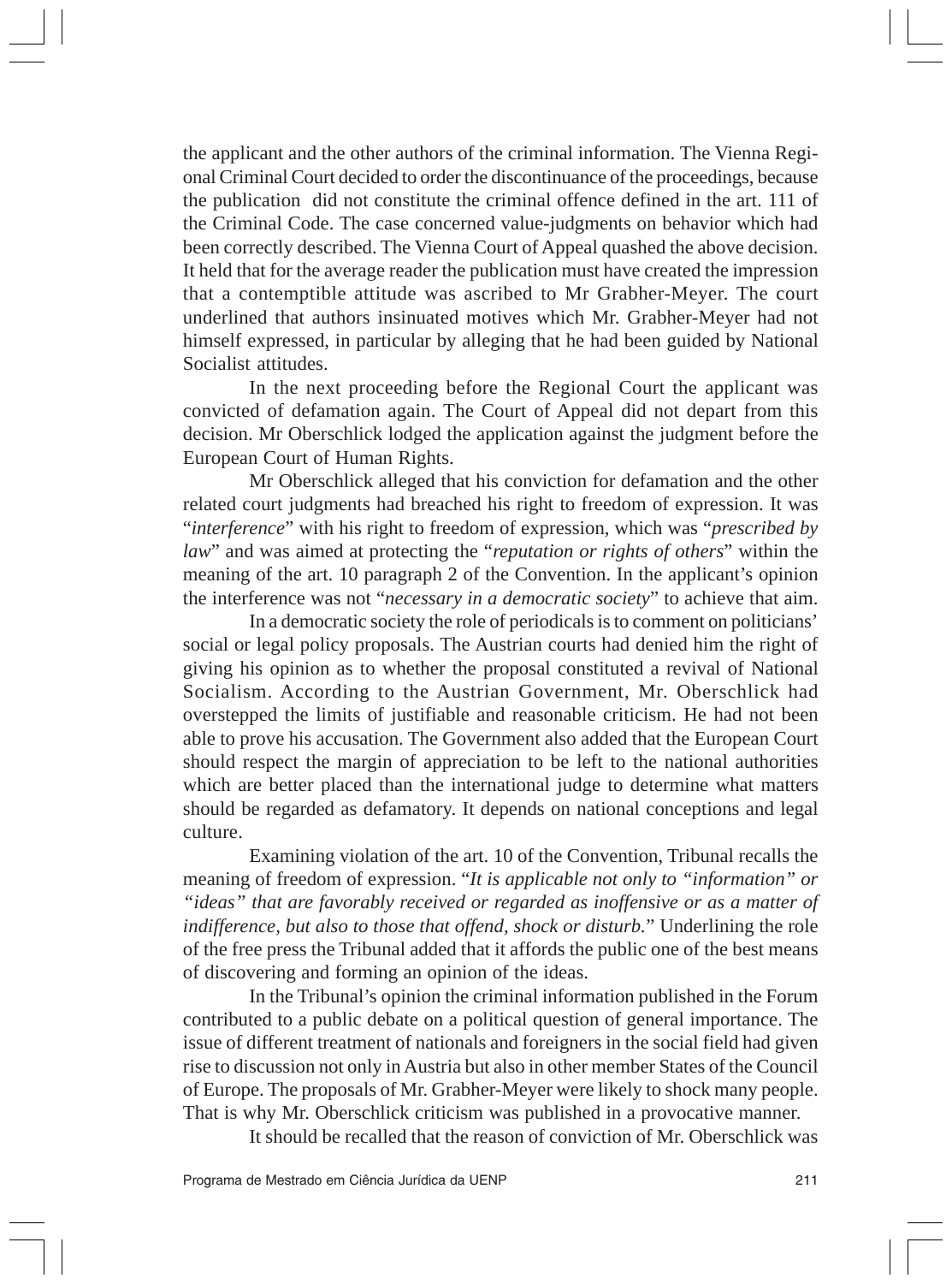the applicant and the other authors of the criminal information. The Vienna Regional Criminal Court decided to order the discontinuance of the proceedings, because the publication did not constitute the criminal offence defined in the art. 111 of the Criminal Code. The case concerned value-judgments on behavior which had been correctly described. The Vienna Court of Appeal quashed the above decision. It held that for the average reader the publication must have created the impression that a contemptible attitude was ascribed to Mr Grabher-Meyer. The court underlined that authors insinuated motives which Mr. Grabher-Meyer had not himself expressed, in particular by alleging that he had been guided by National Socialist attitudes.

In the next proceeding before the Regional Court the applicant was convicted of defamation again. The Court of Appeal did not depart from this decision. Mr Oberschlick lodged the application against the judgment before the European Court of Human Rights.

Mr Oberschlick alleged that his conviction for defamation and the other related court judgments had breached his right to freedom of expression. It was "*interference*" with his right to freedom of expression, which was "*prescribed by law*" and was aimed at protecting the "*reputation or rights of others*" within the meaning of the art. 10 paragraph 2 of the Convention. In the applicant's opinion the interference was not "*necessary in a democratic society*" to achieve that aim.

In a democratic society the role of periodicals is to comment on politicians' social or legal policy proposals. The Austrian courts had denied him the right of giving his opinion as to whether the proposal constituted a revival of National Socialism. According to the Austrian Government, Mr. Oberschlick had overstepped the limits of justifiable and reasonable criticism. He had not been able to prove his accusation. The Government also added that the European Court should respect the margin of appreciation to be left to the national authorities which are better placed than the international judge to determine what matters should be regarded as defamatory. It depends on national conceptions and legal culture.

Examining violation of the art. 10 of the Convention, Tribunal recalls the meaning of freedom of expression. "*It is applicable not only to "information" or "ideas" that are favorably received or regarded as inoffensive or as a matter of indifference, but also to those that offend, shock or disturb.*" Underlining the role of the free press the Tribunal added that it affords the public one of the best means of discovering and forming an opinion of the ideas.

In the Tribunal's opinion the criminal information published in the Forum contributed to a public debate on a political question of general importance. The issue of different treatment of nationals and foreigners in the social field had given rise to discussion not only in Austria but also in other member States of the Council of Europe. The proposals of Mr. Grabher-Meyer were likely to shock many people. That is why Mr. Oberschlick criticism was published in a provocative manner.

It should be recalled that the reason of conviction of Mr. Oberschlick was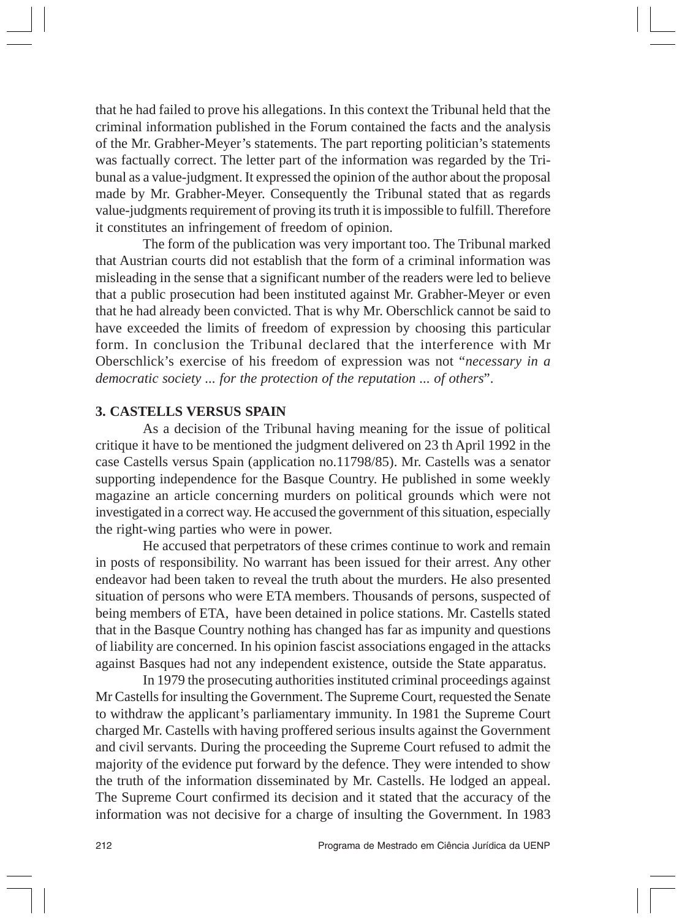that he had failed to prove his allegations. In this context the Tribunal held that the criminal information published in the Forum contained the facts and the analysis of the Mr. Grabher-Meyer's statements. The part reporting politician's statements was factually correct. The letter part of the information was regarded by the Tribunal as a value-judgment. It expressed the opinion of the author about the proposal made by Mr. Grabher-Meyer. Consequently the Tribunal stated that as regards value-judgments requirement of proving its truth it is impossible to fulfill. Therefore it constitutes an infringement of freedom of opinion.

The form of the publication was very important too. The Tribunal marked that Austrian courts did not establish that the form of a criminal information was misleading in the sense that a significant number of the readers were led to believe that a public prosecution had been instituted against Mr. Grabher-Meyer or even that he had already been convicted. That is why Mr. Oberschlick cannot be said to have exceeded the limits of freedom of expression by choosing this particular form. In conclusion the Tribunal declared that the interference with Mr Oberschlick's exercise of his freedom of expression was not "*necessary in a democratic society ... for the protection of the reputation ... of others*".

## 3. CASTELLS VERSUS SPAIN

As a decision of the Tribunal having meaning for the issue of political critique it have to be mentioned the judgment delivered on 23 th April 1992 in the case Castells versus Spain (application no.11798/85). Mr. Castells was a senator supporting independence for the Basque Country. He published in some weekly magazine an article concerning murders on political grounds which were not investigated in a correct way. He accused the government of this situation, especially the right-wing parties who were in power.

He accused that perpetrators of these crimes continue to work and remain in posts of responsibility. No warrant has been issued for their arrest. Any other endeavor had been taken to reveal the truth about the murders. He also presented situation of persons who were ETA members. Thousands of persons, suspected of being members of ETA, have been detained in police stations. Mr. Castells stated that in the Basque Country nothing has changed has far as impunity and questions of liability are concerned. In his opinion fascist associations engaged in the attacks against Basques had not any independent existence, outside the State apparatus.

In 1979 the prosecuting authorities instituted criminal proceedings against Mr Castells for insulting the Government. The Supreme Court, requested the Senate to withdraw the applicant's parliamentary immunity. In 1981 the Supreme Court charged Mr. Castells with having proffered serious insults against the Government and civil servants. During the proceeding the Supreme Court refused to admit the majority of the evidence put forward by the defence. They were intended to show the truth of the information disseminated by Mr. Castells. He lodged an appeal. The Supreme Court confirmed its decision and it stated that the accuracy of the information was not decisive for a charge of insulting the Government. In 1983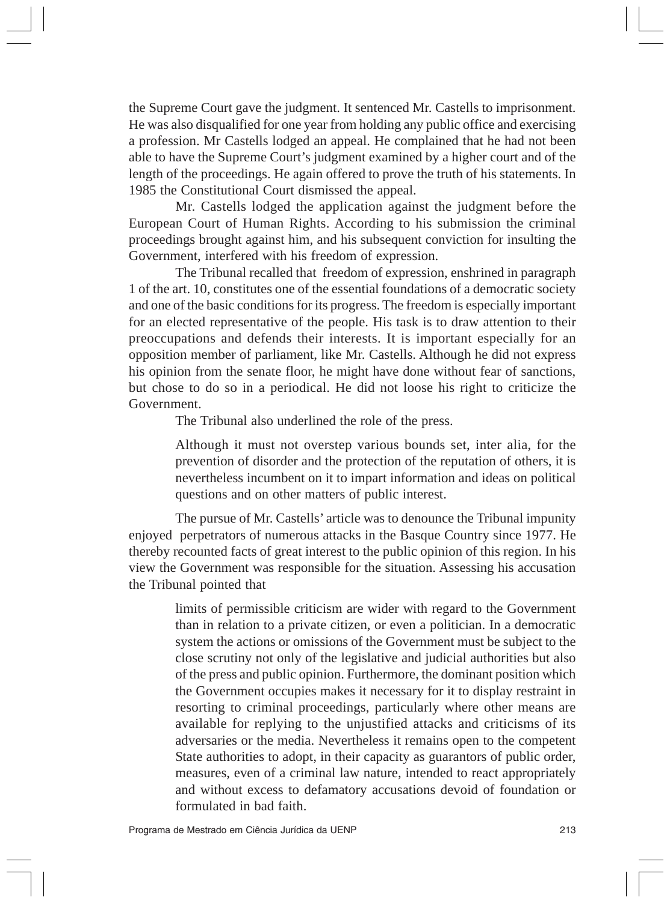the Supreme Court gave the judgment. It sentenced Mr. Castells to imprisonment. He was also disqualified for one year from holding any public office and exercising a profession. Mr Castells lodged an appeal. He complained that he had not been able to have the Supreme Court's judgment examined by a higher court and of the length of the proceedings. He again offered to prove the truth of his statements. In 1985 the Constitutional Court dismissed the appeal.

Mr. Castells lodged the application against the judgment before the European Court of Human Rights. According to his submission the criminal proceedings brought against him, and his subsequent conviction for insulting the Government, interfered with his freedom of expression.

The Tribunal recalled that freedom of expression, enshrined in paragraph 1 of the art. 10, constitutes one of the essential foundations of a democratic society and one of the basic conditions for its progress. The freedom is especially important for an elected representative of the people. His task is to draw attention to their preoccupations and defends their interests. It is important especially for an opposition member of parliament, like Mr. Castells. Although he did not express his opinion from the senate floor, he might have done without fear of sanctions, but chose to do so in a periodical. He did not loose his right to criticize the Government.

The Tribunal also underlined the role of the press.

> Although it must not overstep various bounds set, inter alia, for the prevention of disorder and the protection of the reputation of others, it is nevertheless incumbent on it to impart information and ideas on political questions and on other matters of public interest.

The pursue of Mr. Castells' article was to denounce the Tribunal impunity enjoyed perpetrators of numerous attacks in the Basque Country since 1977. He thereby recounted facts of great interest to the public opinion of this region. In his view the Government was responsible for the situation. Assessing his accusation the Tribunal pointed that

> limits of permissible criticism are wider with regard to the Government than in relation to a private citizen, or even a politician. In a democratic system the actions or omissions of the Government must be subject to the close scrutiny not only of the legislative and judicial authorities but also of the press and public opinion. Furthermore, the dominant position which the Government occupies makes it necessary for it to display restraint in resorting to criminal proceedings, particularly where other means are available for replying to the unjustified attacks and criticisms of its adversaries or the media. Nevertheless it remains open to the competent State authorities to adopt, in their capacity as guarantors of public order, measures, even of a criminal law nature, intended to react appropriately and without excess to defamatory accusations devoid of foundation or formulated in bad faith.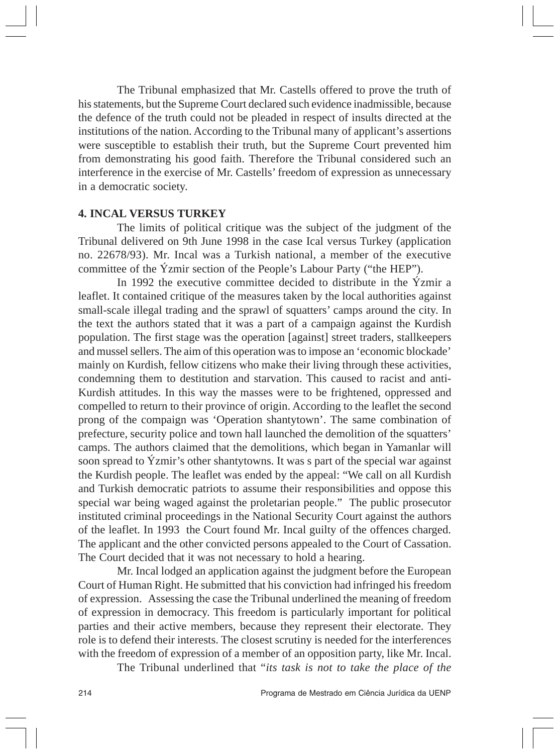The Tribunal emphasized that Mr. Castells offered to prove the truth of his statements, but the Supreme Court declared such evidence inadmissible, because the defence of the truth could not be pleaded in respect of insults directed at the institutions of the nation. According to the Tribunal many of applicant's assertions were susceptible to establish their truth, but the Supreme Court prevented him from demonstrating his good faith. Therefore the Tribunal considered such an interference in the exercise of Mr. Castells' freedom of expression as unnecessary in a democratic society.

**4. INCAL VERSUS TURKEY**

The limits of political critique was the subject of the judgment of the Tribunal delivered on 9th June 1998 in the case Ical versus Turkey (application no. 22678/93). Mr. Incal was a Turkish national, a member of the executive committee of the Ýzmir section of the People's Labour Party ("the HEP").

In 1992 the executive committee decided to distribute in the Ýzmir a leaflet. It contained critique of the measures taken by the local authorities against small-scale illegal trading and the sprawl of squatters' camps around the city. In the text the authors stated that it was a part of a campaign against the Kurdish population. The first stage was the operation [against] street traders, stallkeepers and mussel sellers. The aim of this operation was to impose an 'economic blockade' mainly on Kurdish, fellow citizens who make their living through these activities, condemning them to destitution and starvation. This caused to racist and anti-Kurdish attitudes. In this way the masses were to be frightened, oppressed and compelled to return to their province of origin. According to the leaflet the second prong of the compaign was 'Operation shantytown'. The same combination of prefecture, security police and town hall launched the demolition of the squatters' camps. The authors claimed that the demolitions, which began in Yamanlar will soon spread to Ýzmir's other shantytowns. It was s part of the special war against the Kurdish people. The leaflet was ended by the appeal: "We call on all Kurdish and Turkish democratic patriots to assume their responsibilities and oppose this special war being waged against the proletarian people." The public prosecutor instituted criminal proceedings in the National Security Court against the authors of the leaflet. In 1993 the Court found Mr. Incal guilty of the offences charged. The applicant and the other convicted persons appealed to the Court of Cassation. The Court decided that it was not necessary to hold a hearing.

Mr. Incal lodged an application against the judgment before the European Court of Human Right. He submitted that his conviction had infringed his freedom of expression. Assessing the case the Tribunal underlined the meaning of freedom of expression in democracy. This freedom is particularly important for political parties and their active members, because they represent their electorate. They role is to defend their interests. The closest scrutiny is needed for the interferences with the freedom of expression of a member of an opposition party, like Mr. Incal.

The Tribunal underlined that "*its task is not to take the place of the*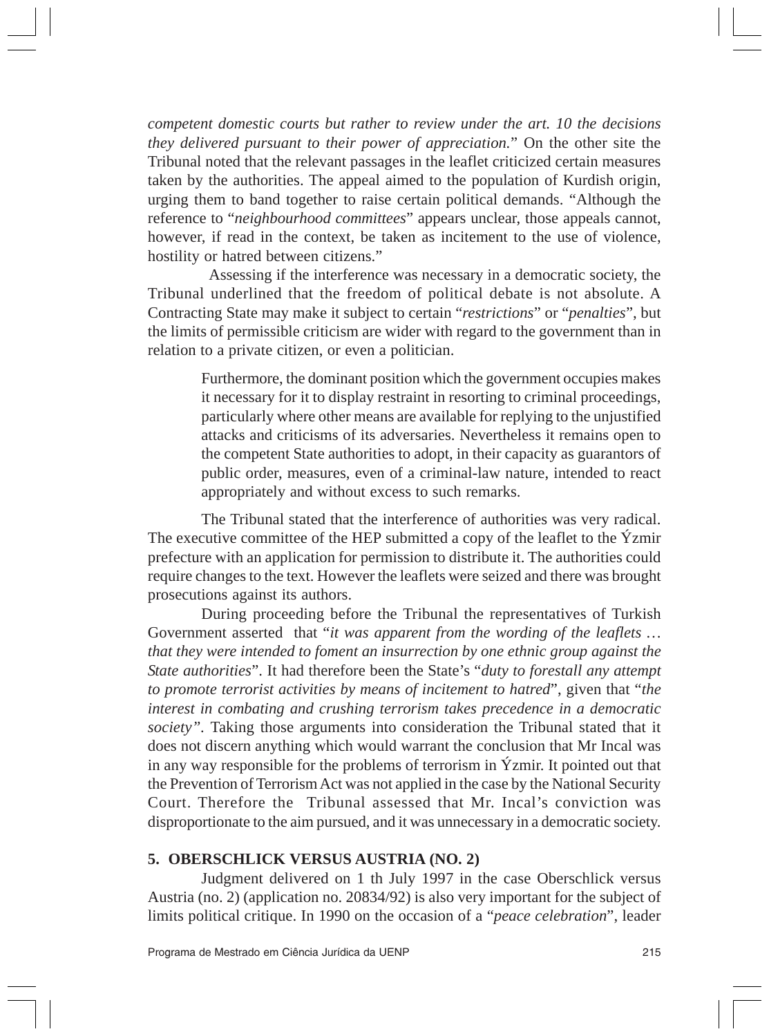*competent domestic courts but rather to review under the art. 10 the decisions they delivered pursuant to their power of appreciation.*" On the other site the Tribunal noted that the relevant passages in the leaflet criticized certain measures taken by the authorities. The appeal aimed to the population of Kurdish origin, urging them to band together to raise certain political demands. "Although the reference to "*neighbourhood committees*" appears unclear, those appeals cannot, however, if read in the context, be taken as incitement to the use of violence, hostility or hatred between citizens."

Assessing if the interference was necessary in a democratic society, the Tribunal underlined that the freedom of political debate is not absolute. A Contracting State may make it subject to certain "*restrictions*" or "*penalties*", but the limits of permissible criticism are wider with regard to the government than in relation to a private citizen, or even a politician.

> Furthermore, the dominant position which the government occupies makes it necessary for it to display restraint in resorting to criminal proceedings, particularly where other means are available for replying to the unjustified attacks and criticisms of its adversaries. Nevertheless it remains open to the competent State authorities to adopt, in their capacity as guarantors of public order, measures, even of a criminal-law nature, intended to react appropriately and without excess to such remarks.

The Tribunal stated that the interference of authorities was very radical. The executive committee of the HEP submitted a copy of the leaflet to the Ýzmir prefecture with an application for permission to distribute it. The authorities could require changes to the text. However the leaflets were seized and there was brought prosecutions against its authors.

During proceeding before the Tribunal the representatives of Turkish Government asserted that "*it was apparent from the wording of the leaflets … that they were intended to foment an insurrection by one ethnic group against the State authorities*". It had therefore been the State's "*duty to forestall any attempt to promote terrorist activities by means of incitement to hatred*", given that "*the interest in combating and crushing terrorism takes precedence in a democratic society"*. Taking those arguments into consideration the Tribunal stated that it does not discern anything which would warrant the conclusion that Mr Incal was in any way responsible for the problems of terrorism in Ýzmir. It pointed out that the Prevention of Terrorism Act was not applied in the case by the National Security Court. Therefore the Tribunal assessed that Mr. Incal's conviction was disproportionate to the aim pursued, and it was unnecessary in a democratic society.

## 5. OBERSCHLICK VERSUS AUSTRIA (NO. 2)

Judgment delivered on 1 th July 1997 in the case Oberschlick versus Austria (no. 2) (application no. 20834/92) is also very important for the subject of limits political critique. In 1990 on the occasion of a "*peace celebration*", leader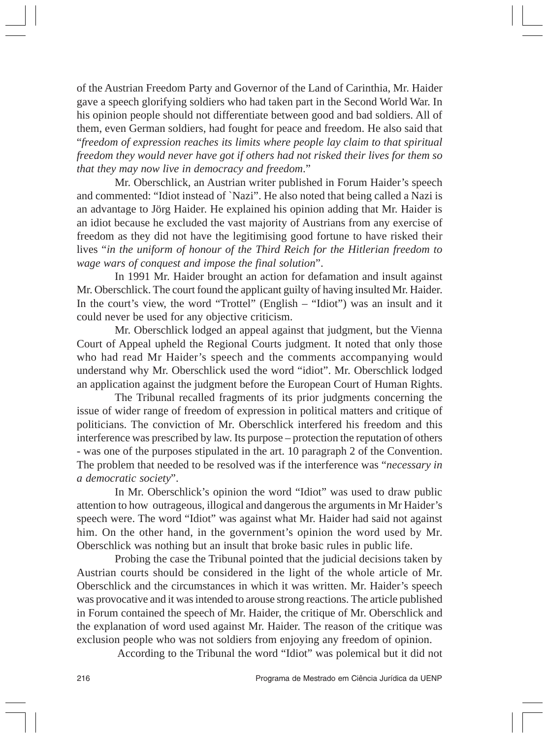of the Austrian Freedom Party and Governor of the Land of Carinthia, Mr. Haider gave a speech glorifying soldiers who had taken part in the Second World War. In his opinion people should not differentiate between good and bad soldiers. All of them, even German soldiers, had fought for peace and freedom. He also said that "*freedom of expression reaches its limits where people lay claim to that spiritual freedom they would never have got if others had not risked their lives for them so that they may now live in democracy and freedom*."

Mr. Oberschlick, an Austrian writer published in Forum Haider's speech and commented: "Idiot instead of `Nazi". He also noted that being called a Nazi is an advantage to Jörg Haider. He explained his opinion adding that Mr. Haider is an idiot because he excluded the vast majority of Austrians from any exercise of freedom as they did not have the legitimising good fortune to have risked their lives "*in the uniform of honour of the Third Reich for the Hitlerian freedom to wage wars of conquest and impose the final solution*".

In 1991 Mr. Haider brought an action for defamation and insult against Mr. Oberschlick. The court found the applicant guilty of having insulted Mr. Haider. In the court's view, the word "Trottel" (English – "Idiot") was an insult and it could never be used for any objective criticism.

Mr. Oberschlick lodged an appeal against that judgment, but the Vienna Court of Appeal upheld the Regional Courts judgment. It noted that only those who had read Mr Haider's speech and the comments accompanying would understand why Mr. Oberschlick used the word "idiot". Mr. Oberschlick lodged an application against the judgment before the European Court of Human Rights.

The Tribunal recalled fragments of its prior judgments concerning the issue of wider range of freedom of expression in political matters and critique of politicians. The conviction of Mr. Oberschlick interfered his freedom and this interference was prescribed by law. Its purpose – protection the reputation of others - was one of the purposes stipulated in the art. 10 paragraph 2 of the Convention. The problem that needed to be resolved was if the interference was "*necessary in a democratic society*".

In Mr. Oberschlick's opinion the word "Idiot" was used to draw public attention to how outrageous, illogical and dangerous the arguments in Mr Haider's speech were. The word "Idiot" was against what Mr. Haider had said not against him. On the other hand, in the government's opinion the word used by Mr. Oberschlick was nothing but an insult that broke basic rules in public life.

Probing the case the Tribunal pointed that the judicial decisions taken by Austrian courts should be considered in the light of the whole article of Mr. Oberschlick and the circumstances in which it was written. Mr. Haider's speech was provocative and it was intended to arouse strong reactions. The article published in Forum contained the speech of Mr. Haider, the critique of Mr. Oberschlick and the explanation of word used against Mr. Haider. The reason of the critique was exclusion people who was not soldiers from enjoying any freedom of opinion.

According to the Tribunal the word "Idiot" was polemical but it did not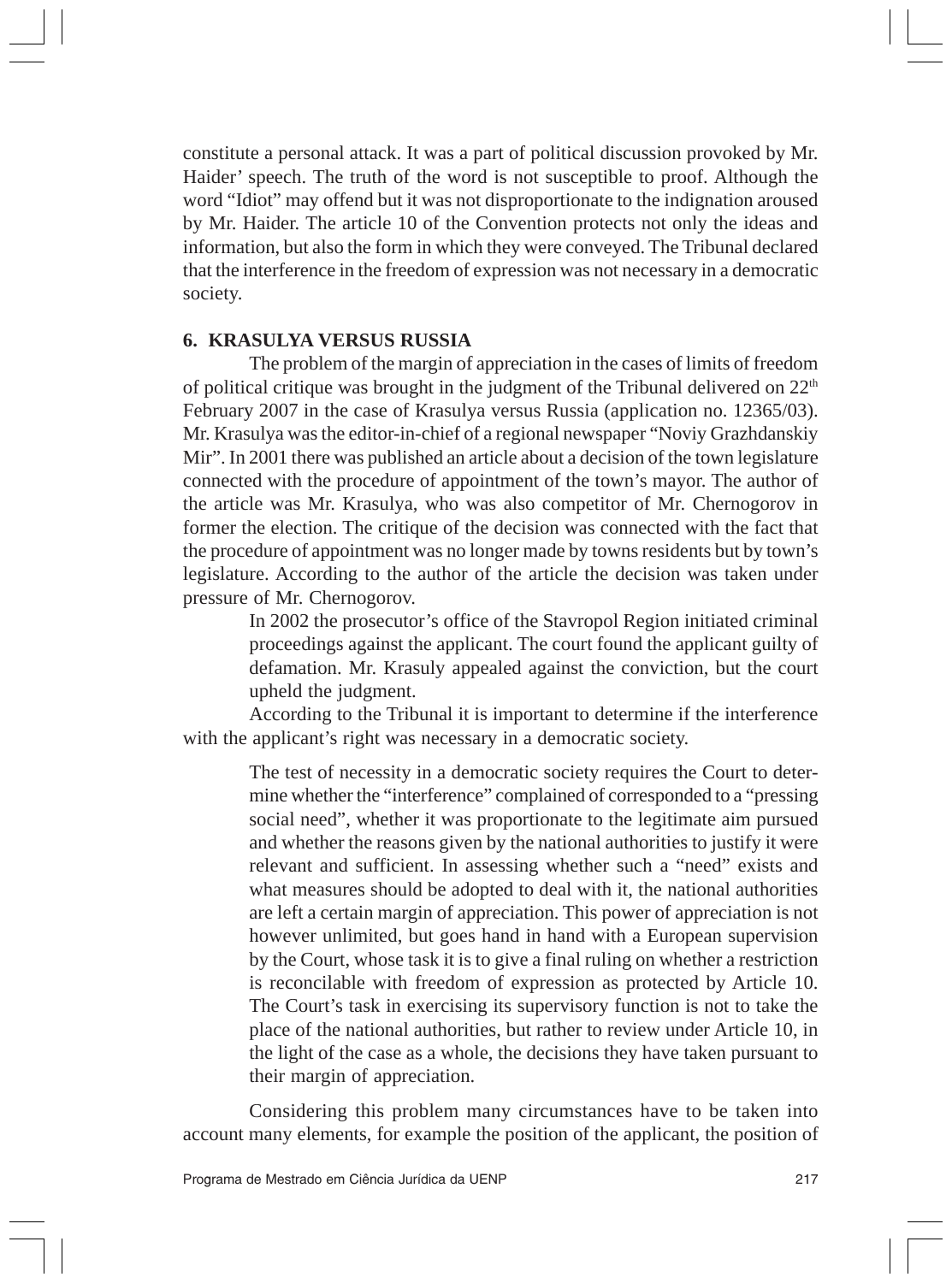constitute a personal attack. It was a part of political discussion provoked by Mr. Haider' speech. The truth of the word is not susceptible to proof. Although the word "Idiot" may offend but it was not disproportionate to the indignation aroused by Mr. Haider. The article 10 of the Convention protects not only the ideas and information, but also the form in which they were conveyed. The Tribunal declared that the interference in the freedom of expression was not necessary in a democratic society.

## 6. KRASULYA VERSUS RUSSIA

The problem of the margin of appreciation in the cases of limits of freedom of political critique was brought in the judgment of the Tribunal delivered on 22th February 2007 in the case of Krasulya versus Russia (application no. 12365/03). Mr. Krasulya was the editor-in-chief of a regional newspaper "Noviy Grazhdanskiy Mir". In 2001 there was published an article about a decision of the town legislature connected with the procedure of appointment of the town's mayor. The author of the article was Mr. Krasulya, who was also competitor of Mr. Chernogorov in former the election. The critique of the decision was connected with the fact that the procedure of appointment was no longer made by towns residents but by town's legislature. According to the author of the article the decision was taken under pressure of Mr. Chernogorov.

> In 2002 the prosecutor's office of the Stavropol Region initiated criminal proceedings against the applicant. The court found the applicant guilty of defamation. Mr. Krasuly appealed against the conviction, but the court upheld the judgment.

According to the Tribunal it is important to determine if the interference with the applicant's right was necessary in a democratic society.

> The test of necessity in a democratic society requires the Court to determine whether the "interference" complained of corresponded to a "pressing social need", whether it was proportionate to the legitimate aim pursued and whether the reasons given by the national authorities to justify it were relevant and sufficient. In assessing whether such a "need" exists and what measures should be adopted to deal with it, the national authorities are left a certain margin of appreciation. This power of appreciation is not however unlimited, but goes hand in hand with a European supervision by the Court, whose task it is to give a final ruling on whether a restriction is reconcilable with freedom of expression as protected by Article 10. The Court's task in exercising its supervisory function is not to take the place of the national authorities, but rather to review under Article 10, in the light of the case as a whole, the decisions they have taken pursuant to their margin of appreciation.

Considering this problem many circumstances have to be taken into account many elements, for example the position of the applicant, the position of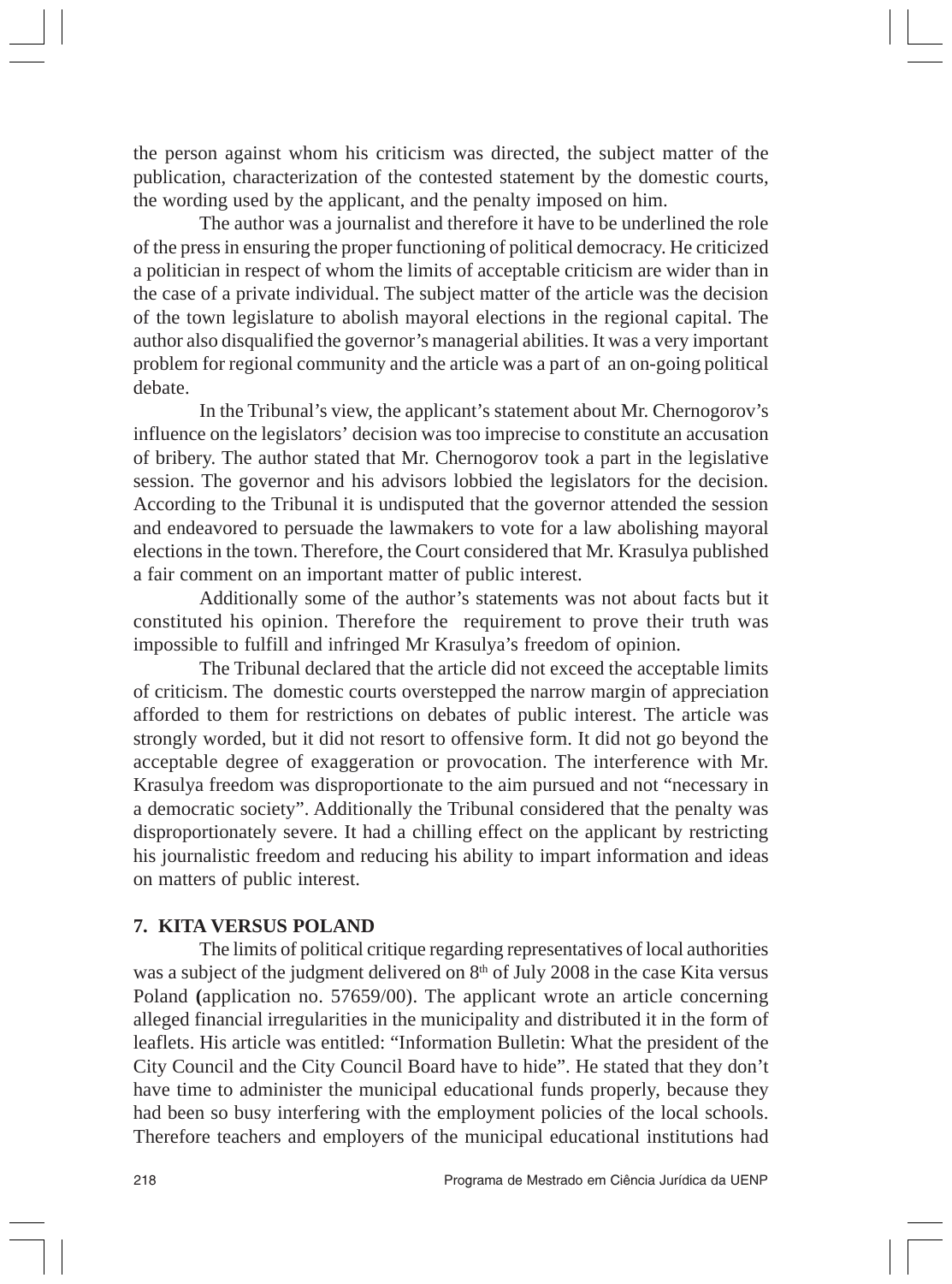the person against whom his criticism was directed, the subject matter of the publication, characterization of the contested statement by the domestic courts, the wording used by the applicant, and the penalty imposed on him.

The author was a journalist and therefore it have to be underlined the role of the press in ensuring the proper functioning of political democracy. He criticized a politician in respect of whom the limits of acceptable criticism are wider than in the case of a private individual. The subject matter of the article was the decision of the town legislature to abolish mayoral elections in the regional capital. The author also disqualified the governor's managerial abilities. It was a very important problem for regional community and the article was a part of an on-going political debate.

In the Tribunal's view, the applicant's statement about Mr. Chernogorov's influence on the legislators' decision was too imprecise to constitute an accusation of bribery. The author stated that Mr. Chernogorov took a part in the legislative session. The governor and his advisors lobbied the legislators for the decision. According to the Tribunal it is undisputed that the governor attended the session and endeavored to persuade the lawmakers to vote for a law abolishing mayoral elections in the town. Therefore, the Court considered that Mr. Krasulya published a fair comment on an important matter of public interest.

Additionally some of the author's statements was not about facts but it constituted his opinion. Therefore the requirement to prove their truth was impossible to fulfill and infringed Mr Krasulya's freedom of opinion.

The Tribunal declared that the article did not exceed the acceptable limits of criticism. The domestic courts overstepped the narrow margin of appreciation afforded to them for restrictions on debates of public interest. The article was strongly worded, but it did not resort to offensive form. It did not go beyond the acceptable degree of exaggeration or provocation. The interference with Mr. Krasulya freedom was disproportionate to the aim pursued and not "necessary in a democratic society". Additionally the Tribunal considered that the penalty was disproportionately severe. It had a chilling effect on the applicant by restricting his journalistic freedom and reducing his ability to impart information and ideas on matters of public interest.

## 7. KITA VERSUS POLAND

The limits of political critique regarding representatives of local authorities was a subject of the judgment delivered on 8th of July 2008 in the case Kita versus Poland **(**application no. 57659/00). The applicant wrote an article concerning alleged financial irregularities in the municipality and distributed it in the form of leaflets. His article was entitled: "Information Bulletin: What the president of the City Council and the City Council Board have to hide". He stated that they don't have time to administer the municipal educational funds properly, because they had been so busy interfering with the employment policies of the local schools. Therefore teachers and employers of the municipal educational institutions had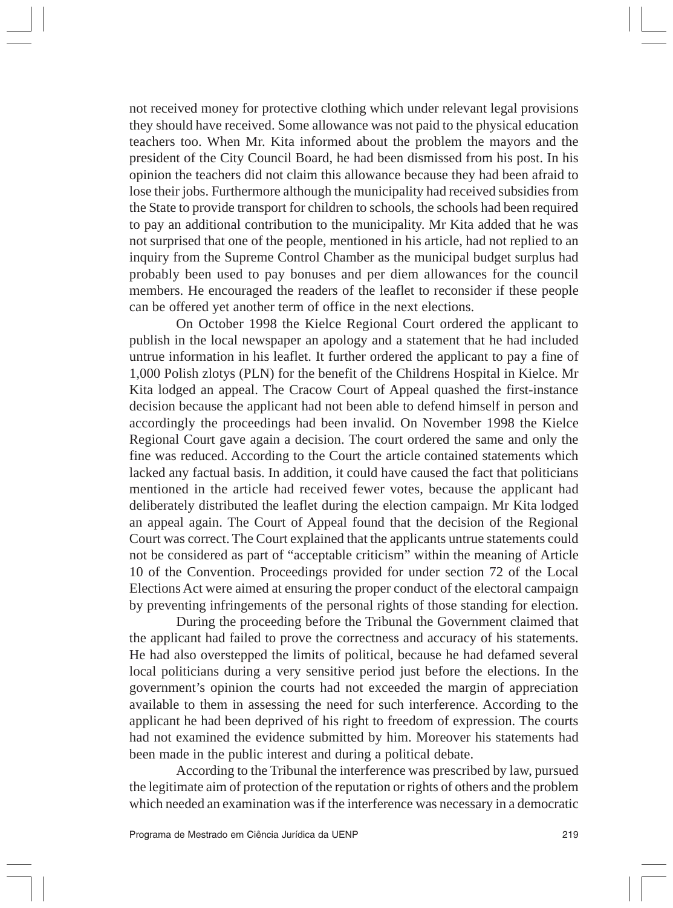not received money for protective clothing which under relevant legal provisions they should have received. Some allowance was not paid to the physical education teachers too. When Mr. Kita informed about the problem the mayors and the president of the City Council Board, he had been dismissed from his post. In his opinion the teachers did not claim this allowance because they had been afraid to lose their jobs. Furthermore although the municipality had received subsidies from the State to provide transport for children to schools, the schools had been required to pay an additional contribution to the municipality. Mr Kita added that he was not surprised that one of the people, mentioned in his article, had not replied to an inquiry from the Supreme Control Chamber as the municipal budget surplus had probably been used to pay bonuses and per diem allowances for the council members. He encouraged the readers of the leaflet to reconsider if these people can be offered yet another term of office in the next elections.

On October 1998 the Kielce Regional Court ordered the applicant to publish in the local newspaper an apology and a statement that he had included untrue information in his leaflet. It further ordered the applicant to pay a fine of 1,000 Polish zlotys (PLN) for the benefit of the Childrens Hospital in Kielce. Mr Kita lodged an appeal. The Cracow Court of Appeal quashed the first-instance decision because the applicant had not been able to defend himself in person and accordingly the proceedings had been invalid. On November 1998 the Kielce Regional Court gave again a decision. The court ordered the same and only the fine was reduced. According to the Court the article contained statements which lacked any factual basis. In addition, it could have caused the fact that politicians mentioned in the article had received fewer votes, because the applicant had deliberately distributed the leaflet during the election campaign. Mr Kita lodged an appeal again. The Court of Appeal found that the decision of the Regional Court was correct. The Court explained that the applicants untrue statements could not be considered as part of "acceptable criticism" within the meaning of Article 10 of the Convention. Proceedings provided for under section 72 of the Local Elections Act were aimed at ensuring the proper conduct of the electoral campaign by preventing infringements of the personal rights of those standing for election.

During the proceeding before the Tribunal the Government claimed that the applicant had failed to prove the correctness and accuracy of his statements. He had also overstepped the limits of political, because he had defamed several local politicians during a very sensitive period just before the elections. In the government's opinion the courts had not exceeded the margin of appreciation available to them in assessing the need for such interference. According to the applicant he had been deprived of his right to freedom of expression. The courts had not examined the evidence submitted by him. Moreover his statements had been made in the public interest and during a political debate.

According to the Tribunal the interference was prescribed by law, pursued the legitimate aim of protection of the reputation or rights of others and the problem which needed an examination was if the interference was necessary in a democratic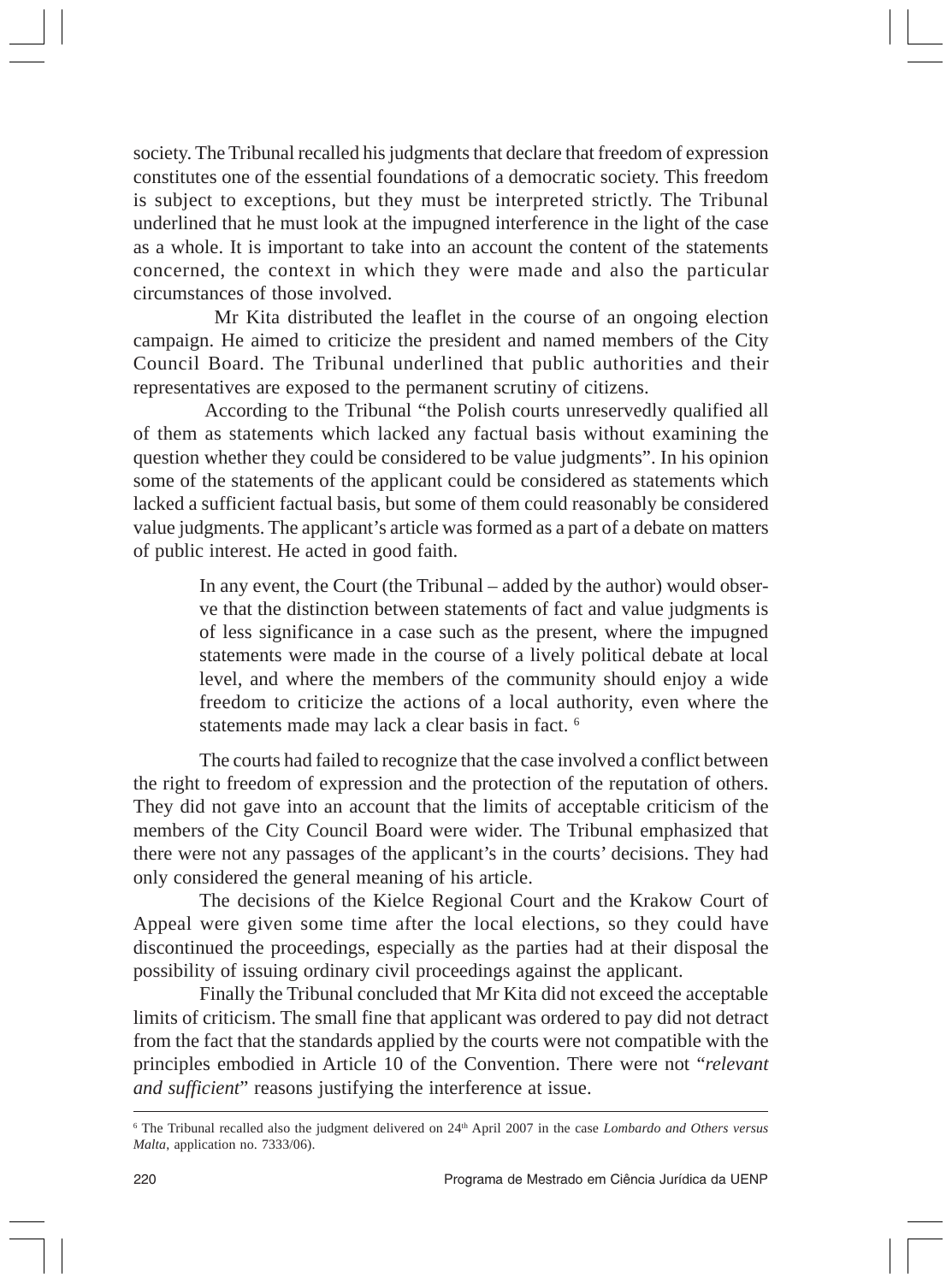society. The Tribunal recalled his judgments that declare that freedom of expression constitutes one of the essential foundations of a democratic society. This freedom is subject to exceptions, but they must be interpreted strictly. The Tribunal underlined that he must look at the impugned interference in the light of the case as a whole. It is important to take into an account the content of the statements concerned, the context in which they were made and also the particular circumstances of those involved.

Mr Kita distributed the leaflet in the course of an ongoing election campaign. He aimed to criticize the president and named members of the City Council Board. The Tribunal underlined that public authorities and their representatives are exposed to the permanent scrutiny of citizens.

According to the Tribunal "the Polish courts unreservedly qualified all of them as statements which lacked any factual basis without examining the question whether they could be considered to be value judgments". In his opinion some of the statements of the applicant could be considered as statements which lacked a sufficient factual basis, but some of them could reasonably be considered value judgments. The applicant's article was formed as a part of a debate on matters of public interest. He acted in good faith.

> In any event, the Court (the Tribunal – added by the author) would observe that the distinction between statements of fact and value judgments is of less significance in a case such as the present, where the impugned statements were made in the course of a lively political debate at local level, and where the members of the community should enjoy a wide freedom to criticize the actions of a local authority, even where the statements made may lack a clear basis in fact. [6]

The courts had failed to recognize that the case involved a conflict between the right to freedom of expression and the protection of the reputation of others. They did not gave into an account that the limits of acceptable criticism of the members of the City Council Board were wider. The Tribunal emphasized that there were not any passages of the applicant's in the courts' decisions. They had only considered the general meaning of his article.

The decisions of the Kielce Regional Court and the Krakow Court of Appeal were given some time after the local elections, so they could have discontinued the proceedings, especially as the parties had at their disposal the possibility of issuing ordinary civil proceedings against the applicant.

Finally the Tribunal concluded that Mr Kita did not exceed the acceptable limits of criticism. The small fine that applicant was ordered to pay did not detract from the fact that the standards applied by the courts were not compatible with the principles embodied in Article 10 of the Convention. There were not "*relevant and sufficient*" reasons justifying the interference at issue.

---

[6] The Tribunal recalled also the judgment delivered on 24th April 2007 in the case *Lombardo and Others versus Malta*, application no. 7333/06).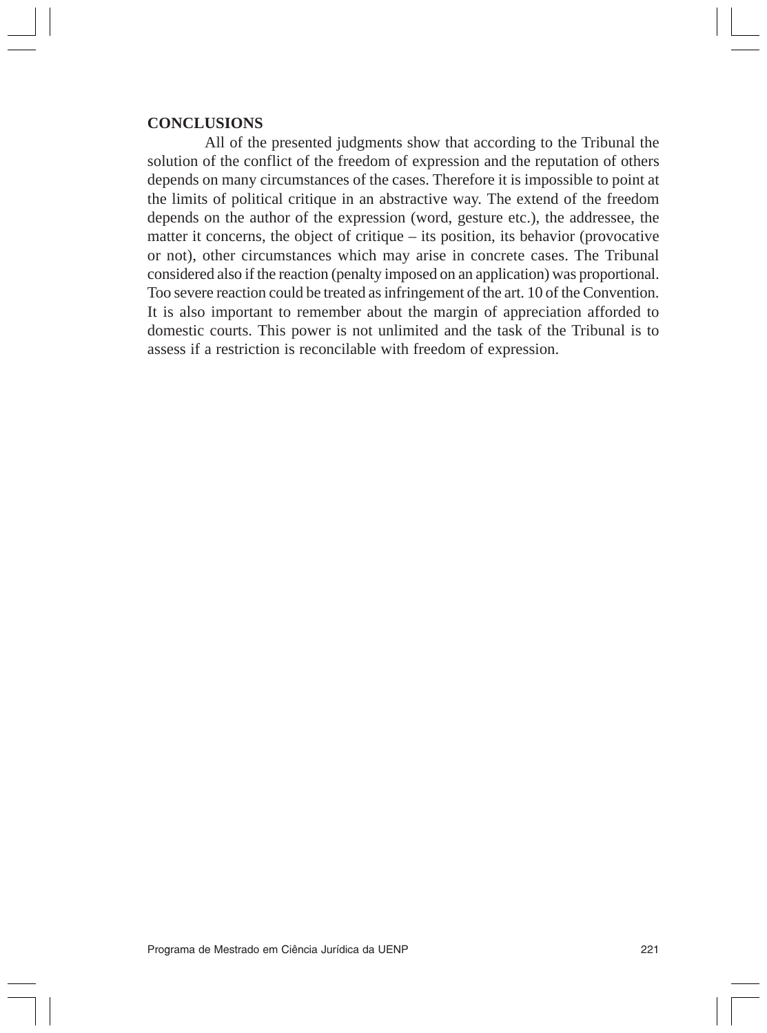## CONCLUSIONS

All of the presented judgments show that according to the Tribunal the solution of the conflict of the freedom of expression and the reputation of others depends on many circumstances of the cases. Therefore it is impossible to point at the limits of political critique in an abstractive way. The extend of the freedom depends on the author of the expression (word, gesture etc.), the addressee, the matter it concerns, the object of critique – its position, its behavior (provocative or not), other circumstances which may arise in concrete cases. The Tribunal considered also if the reaction (penalty imposed on an application) was proportional. Too severe reaction could be treated as infringement of the art. 10 of the Convention. It is also important to remember about the margin of appreciation afforded to domestic courts. This power is not unlimited and the task of the Tribunal is to assess if a restriction is reconcilable with freedom of expression.